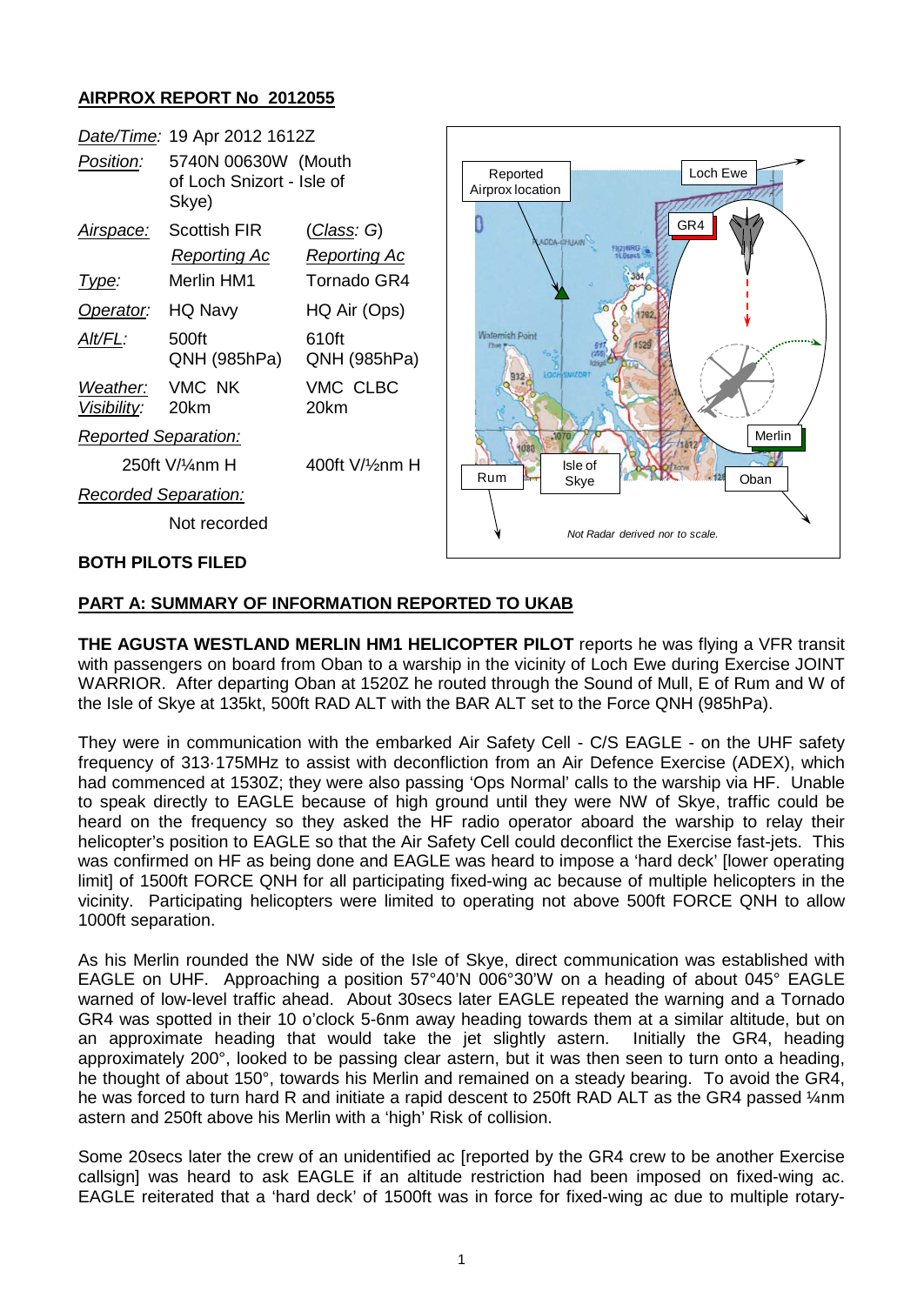## AIRPROX REPORT No 2012055

| | | |
|---|---|---|
| *Date/Time:* | 19 Apr 2012 1612Z | |
| *Position:* | 5740N 00630W (Mouth of Loch Snizort - Isle of Skye) | |
| *Airspace:* | Scottish FIR | (*Class: G*) |
| | *Reporting Ac* | *Reporting Ac* |
| *Type:* | Merlin HM1 | Tornado GR4 |
| *Operator:* | HQ Navy | HQ Air (Ops) |
| *Alt/FL:* | 500ft QNH (985hPa) | 610ft QNH (985hPa) |
| *Weather:* | VMC NK | VMC CLBC |
| *Visibility:* | 20km | 20km |
| *Reported Separation:* | | |
| | 250ft V/¼nm H | 400ft V/½nm H |
| *Recorded Separation:* | | |
| | Not recorded | |

**BOTH PILOTS FILED**

### PART A: SUMMARY OF INFORMATION REPORTED TO UKAB

**THE AGUSTA WESTLAND MERLIN HM1 HELICOPTER PILOT** reports he was flying a VFR transit with passengers on board from Oban to a warship in the vicinity of Loch Ewe during Exercise JOINT WARRIOR. After departing Oban at 1520Z he routed through the Sound of Mull, E of Rum and W of the Isle of Skye at 135kt, 500ft RAD ALT with the BAR ALT set to the Force QNH (985hPa).

They were in communication with the embarked Air Safety Cell - C/S EAGLE - on the UHF safety frequency of 313·175MHz to assist with deconfliction from an Air Defence Exercise (ADEX), which had commenced at 1530Z; they were also passing 'Ops Normal' calls to the warship via HF. Unable to speak directly to EAGLE because of high ground until they were NW of Skye, traffic could be heard on the frequency so they asked the HF radio operator aboard the warship to relay their helicopter's position to EAGLE so that the Air Safety Cell could deconflict the Exercise fast-jets. This was confirmed on HF as being done and EAGLE was heard to impose a 'hard deck' [lower operating limit] of 1500ft FORCE QNH for all participating fixed-wing ac because of multiple helicopters in the vicinity. Participating helicopters were limited to operating not above 500ft FORCE QNH to allow 1000ft separation.

As his Merlin rounded the NW side of the Isle of Skye, direct communication was established with EAGLE on UHF. Approaching a position 57°40'N 006°30'W on a heading of about 045° EAGLE warned of low-level traffic ahead. About 30secs later EAGLE repeated the warning and a Tornado GR4 was spotted in their 10 o'clock 5-6nm away heading towards them at a similar altitude, but on an approximate heading that would take the jet slightly astern. Initially the GR4, heading approximately 200°, looked to be passing clear astern, but it was then seen to turn onto a heading, he thought of about 150°, towards his Merlin and remained on a steady bearing. To avoid the GR4, he was forced to turn hard R and initiate a rapid descent to 250ft RAD ALT as the GR4 passed ¼nm astern and 250ft above his Merlin with a 'high' Risk of collision.

Some 20secs later the crew of an unidentified ac [reported by the GR4 crew to be another Exercise callsign] was heard to ask EAGLE if an altitude restriction had been imposed on fixed-wing ac. EAGLE reiterated that a 'hard deck' of 1500ft was in force for fixed-wing ac due to multiple rotary-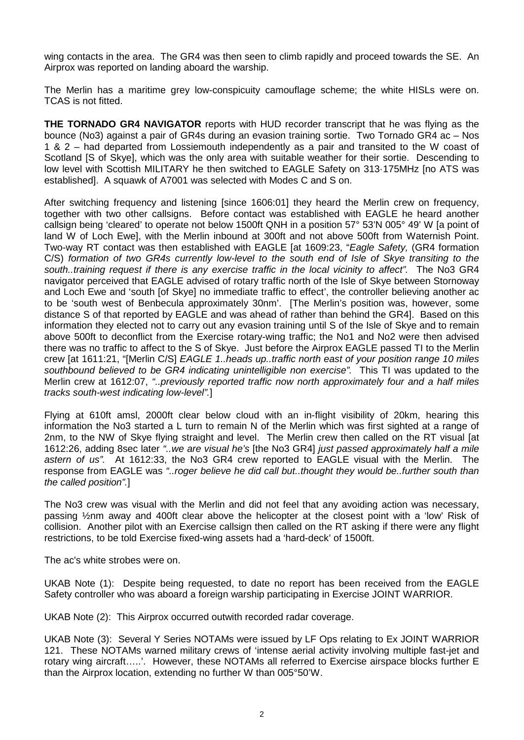wing contacts in the area. The GR4 was then seen to climb rapidly and proceed towards the SE. An Airprox was reported on landing aboard the warship.

The Merlin has a maritime grey low-conspicuity camouflage scheme; the white HISLs were on. TCAS is not fitted.

**THE TORNADO GR4 NAVIGATOR** reports with HUD recorder transcript that he was flying as the bounce (No3) against a pair of GR4s during an evasion training sortie. Two Tornado GR4 ac – Nos 1 & 2 – had departed from Lossiemouth independently as a pair and transited to the W coast of Scotland [S of Skye], which was the only area with suitable weather for their sortie. Descending to low level with Scottish MILITARY he then switched to EAGLE Safety on 313·175MHz [no ATS was established]. A squawk of A7001 was selected with Modes C and S on.

After switching frequency and listening [since 1606:01] they heard the Merlin crew on frequency, together with two other callsigns. Before contact was established with EAGLE he heard another callsign being 'cleared' to operate not below 1500ft QNH in a position 57° 53'N 005° 49' W [a point of land W of Loch Ewe], with the Merlin inbound at 300ft and not above 500ft from Waternish Point. Two-way RT contact was then established with EAGLE [at 1609:23, "*Eagle Safety,* (GR4 formation C/S) *formation of two GR4s currently low-level to the south end of Isle of Skye transiting to the south..training request if there is any exercise traffic in the local vicinity to affect".* The No3 GR4 navigator perceived that EAGLE advised of rotary traffic north of the Isle of Skye between Stornoway and Loch Ewe and 'south [of Skye] no immediate traffic to effect', the controller believing another ac to be 'south west of Benbecula approximately 30nm'. [The Merlin's position was, however, some distance S of that reported by EAGLE and was ahead of rather than behind the GR4]. Based on this information they elected not to carry out any evasion training until S of the Isle of Skye and to remain above 500ft to deconflict from the Exercise rotary-wing traffic; the No1 and No2 were then advised there was no traffic to affect to the S of Skye. Just before the Airprox EAGLE passed TI to the Merlin crew [at 1611:21, "[Merlin C/S] *EAGLE 1..heads up..traffic north east of your position range 10 miles southbound believed to be GR4 indicating unintelligible non exercise".* This TI was updated to the Merlin crew at 1612:07, *"..previously reported traffic now north approximately four and a half miles tracks south-west indicating low-level".*]

Flying at 610ft amsl, 2000ft clear below cloud with an in-flight visibility of 20km, hearing this information the No3 started a L turn to remain N of the Merlin which was first sighted at a range of 2nm, to the NW of Skye flying straight and level. The Merlin crew then called on the RT visual [at 1612:26, adding 8sec later *"..we are visual he's* [the No3 GR4] *just passed approximately half a mile astern of us".* At 1612:33, the No3 GR4 crew reported to EAGLE visual with the Merlin. The response from EAGLE was *"..roger believe he did call but..thought they would be..further south than the called position".*]

The No3 crew was visual with the Merlin and did not feel that any avoiding action was necessary, passing ½nm away and 400ft clear above the helicopter at the closest point with a 'low' Risk of collision. Another pilot with an Exercise callsign then called on the RT asking if there were any flight restrictions, to be told Exercise fixed-wing assets had a 'hard-deck' of 1500ft.

The ac's white strobes were on.

UKAB Note (1): Despite being requested, to date no report has been received from the EAGLE Safety controller who was aboard a foreign warship participating in Exercise JOINT WARRIOR.

UKAB Note (2): This Airprox occurred outwith recorded radar coverage.

UKAB Note (3): Several Y Series NOTAMs were issued by LF Ops relating to Ex JOINT WARRIOR 121. These NOTAMs warned military crews of 'intense aerial activity involving multiple fast-jet and rotary wing aircraft…..'. However, these NOTAMs all referred to Exercise airspace blocks further E than the Airprox location, extending no further W than 005°50'W.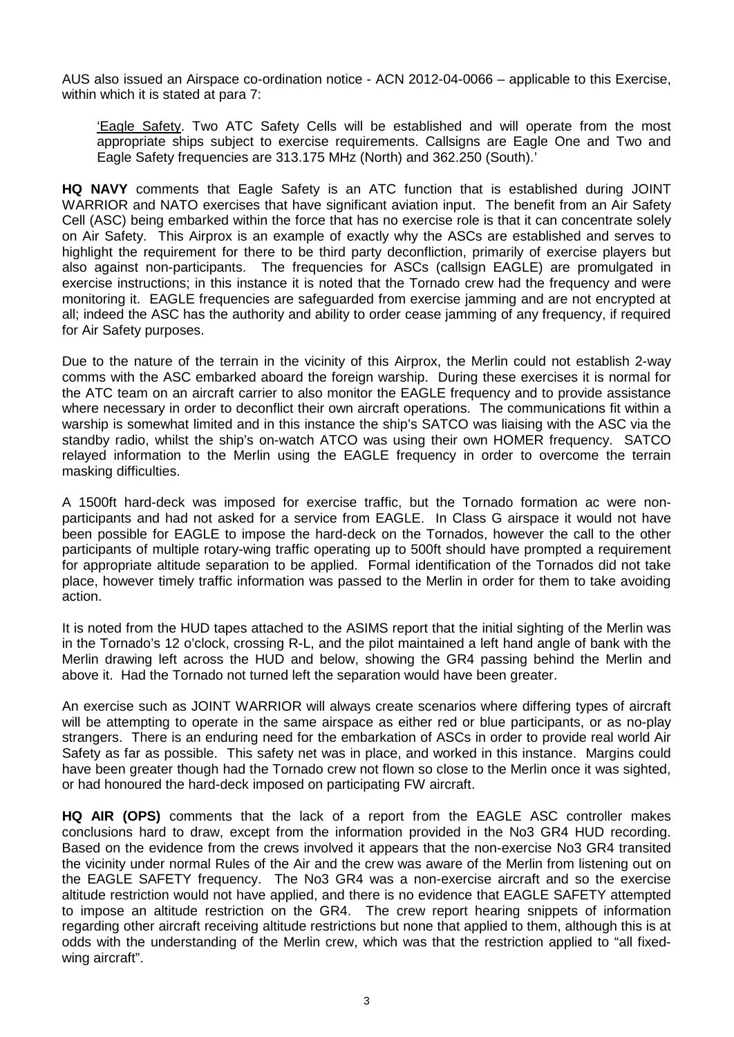AUS also issued an Airspace co-ordination notice - ACN 2012-04-0066 – applicable to this Exercise, within which it is stated at para 7:

> 'Eagle Safety. Two ATC Safety Cells will be established and will operate from the most appropriate ships subject to exercise requirements. Callsigns are Eagle One and Two and Eagle Safety frequencies are 313.175 MHz (North) and 362.250 (South).'

**HQ NAVY** comments that Eagle Safety is an ATC function that is established during JOINT WARRIOR and NATO exercises that have significant aviation input. The benefit from an Air Safety Cell (ASC) being embarked within the force that has no exercise role is that it can concentrate solely on Air Safety. This Airprox is an example of exactly why the ASCs are established and serves to highlight the requirement for there to be third party deconfliction, primarily of exercise players but also against non-participants. The frequencies for ASCs (callsign EAGLE) are promulgated in exercise instructions; in this instance it is noted that the Tornado crew had the frequency and were monitoring it. EAGLE frequencies are safeguarded from exercise jamming and are not encrypted at all; indeed the ASC has the authority and ability to order cease jamming of any frequency, if required for Air Safety purposes.

Due to the nature of the terrain in the vicinity of this Airprox, the Merlin could not establish 2-way comms with the ASC embarked aboard the foreign warship. During these exercises it is normal for the ATC team on an aircraft carrier to also monitor the EAGLE frequency and to provide assistance where necessary in order to deconflict their own aircraft operations. The communications fit within a warship is somewhat limited and in this instance the ship's SATCO was liaising with the ASC via the standby radio, whilst the ship's on-watch ATCO was using their own HOMER frequency. SATCO relayed information to the Merlin using the EAGLE frequency in order to overcome the terrain masking difficulties.

A 1500ft hard-deck was imposed for exercise traffic, but the Tornado formation ac were non-participants and had not asked for a service from EAGLE. In Class G airspace it would not have been possible for EAGLE to impose the hard-deck on the Tornados, however the call to the other participants of multiple rotary-wing traffic operating up to 500ft should have prompted a requirement for appropriate altitude separation to be applied. Formal identification of the Tornados did not take place, however timely traffic information was passed to the Merlin in order for them to take avoiding action.

It is noted from the HUD tapes attached to the ASIMS report that the initial sighting of the Merlin was in the Tornado's 12 o'clock, crossing R-L, and the pilot maintained a left hand angle of bank with the Merlin drawing left across the HUD and below, showing the GR4 passing behind the Merlin and above it. Had the Tornado not turned left the separation would have been greater.

An exercise such as JOINT WARRIOR will always create scenarios where differing types of aircraft will be attempting to operate in the same airspace as either red or blue participants, or as no-play strangers. There is an enduring need for the embarkation of ASCs in order to provide real world Air Safety as far as possible. This safety net was in place, and worked in this instance. Margins could have been greater though had the Tornado crew not flown so close to the Merlin once it was sighted, or had honoured the hard-deck imposed on participating FW aircraft.

**HQ AIR (OPS)** comments that the lack of a report from the EAGLE ASC controller makes conclusions hard to draw, except from the information provided in the No3 GR4 HUD recording. Based on the evidence from the crews involved it appears that the non-exercise No3 GR4 transited the vicinity under normal Rules of the Air and the crew was aware of the Merlin from listening out on the EAGLE SAFETY frequency. The No3 GR4 was a non-exercise aircraft and so the exercise altitude restriction would not have applied, and there is no evidence that EAGLE SAFETY attempted to impose an altitude restriction on the GR4. The crew report hearing snippets of information regarding other aircraft receiving altitude restrictions but none that applied to them, although this is at odds with the understanding of the Merlin crew, which was that the restriction applied to "all fixed-wing aircraft".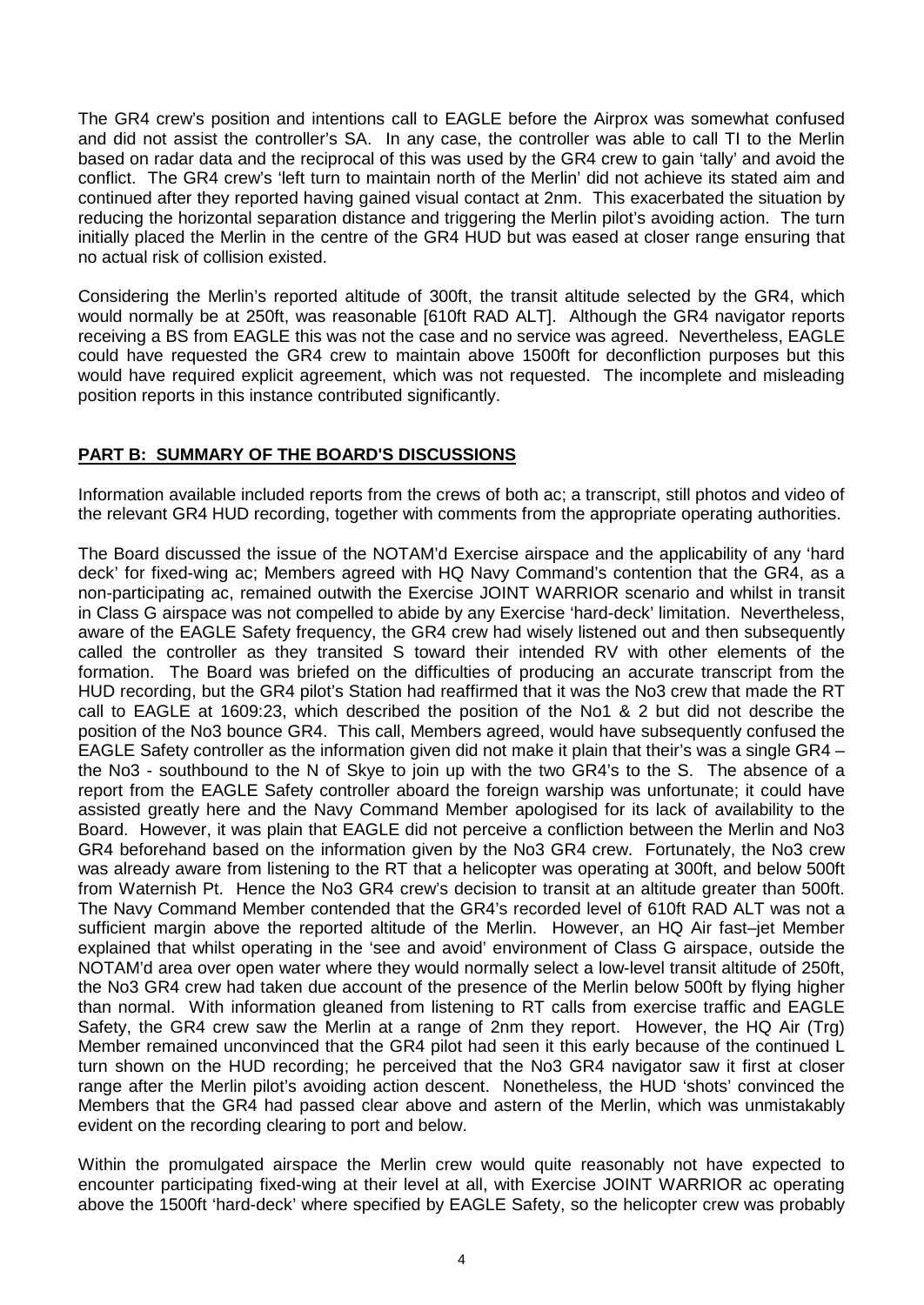The GR4 crew's position and intentions call to EAGLE before the Airprox was somewhat confused and did not assist the controller's SA. In any case, the controller was able to call TI to the Merlin based on radar data and the reciprocal of this was used by the GR4 crew to gain 'tally' and avoid the conflict. The GR4 crew's 'left turn to maintain north of the Merlin' did not achieve its stated aim and continued after they reported having gained visual contact at 2nm. This exacerbated the situation by reducing the horizontal separation distance and triggering the Merlin pilot's avoiding action. The turn initially placed the Merlin in the centre of the GR4 HUD but was eased at closer range ensuring that no actual risk of collision existed.

Considering the Merlin's reported altitude of 300ft, the transit altitude selected by the GR4, which would normally be at 250ft, was reasonable [610ft RAD ALT]. Although the GR4 navigator reports receiving a BS from EAGLE this was not the case and no service was agreed. Nevertheless, EAGLE could have requested the GR4 crew to maintain above 1500ft for deconfliction purposes but this would have required explicit agreement, which was not requested. The incomplete and misleading position reports in this instance contributed significantly.

## PART B: SUMMARY OF THE BOARD'S DISCUSSIONS

Information available included reports from the crews of both ac; a transcript, still photos and video of the relevant GR4 HUD recording, together with comments from the appropriate operating authorities.

The Board discussed the issue of the NOTAM'd Exercise airspace and the applicability of any 'hard deck' for fixed-wing ac; Members agreed with HQ Navy Command's contention that the GR4, as a non-participating ac, remained outwith the Exercise JOINT WARRIOR scenario and whilst in transit in Class G airspace was not compelled to abide by any Exercise 'hard-deck' limitation. Nevertheless, aware of the EAGLE Safety frequency, the GR4 crew had wisely listened out and then subsequently called the controller as they transited S toward their intended RV with other elements of the formation. The Board was briefed on the difficulties of producing an accurate transcript from the HUD recording, but the GR4 pilot's Station had reaffirmed that it was the No3 crew that made the RT call to EAGLE at 1609:23, which described the position of the No1 & 2 but did not describe the position of the No3 bounce GR4. This call, Members agreed, would have subsequently confused the EAGLE Safety controller as the information given did not make it plain that their's was a single GR4 – the No3 - southbound to the N of Skye to join up with the two GR4's to the S. The absence of a report from the EAGLE Safety controller aboard the foreign warship was unfortunate; it could have assisted greatly here and the Navy Command Member apologised for its lack of availability to the Board. However, it was plain that EAGLE did not perceive a confliction between the Merlin and No3 GR4 beforehand based on the information given by the No3 GR4 crew. Fortunately, the No3 crew was already aware from listening to the RT that a helicopter was operating at 300ft, and below 500ft from Waternish Pt. Hence the No3 GR4 crew's decision to transit at an altitude greater than 500ft. The Navy Command Member contended that the GR4's recorded level of 610ft RAD ALT was not a sufficient margin above the reported altitude of the Merlin. However, an HQ Air fast–jet Member explained that whilst operating in the 'see and avoid' environment of Class G airspace, outside the NOTAM'd area over open water where they would normally select a low-level transit altitude of 250ft, the No3 GR4 crew had taken due account of the presence of the Merlin below 500ft by flying higher than normal. With information gleaned from listening to RT calls from exercise traffic and EAGLE Safety, the GR4 crew saw the Merlin at a range of 2nm they report. However, the HQ Air (Trg) Member remained unconvinced that the GR4 pilot had seen it this early because of the continued L turn shown on the HUD recording; he perceived that the No3 GR4 navigator saw it first at closer range after the Merlin pilot's avoiding action descent. Nonetheless, the HUD 'shots' convinced the Members that the GR4 had passed clear above and astern of the Merlin, which was unmistakably evident on the recording clearing to port and below.

Within the promulgated airspace the Merlin crew would quite reasonably not have expected to encounter participating fixed-wing at their level at all, with Exercise JOINT WARRIOR ac operating above the 1500ft 'hard-deck' where specified by EAGLE Safety, so the helicopter crew was probably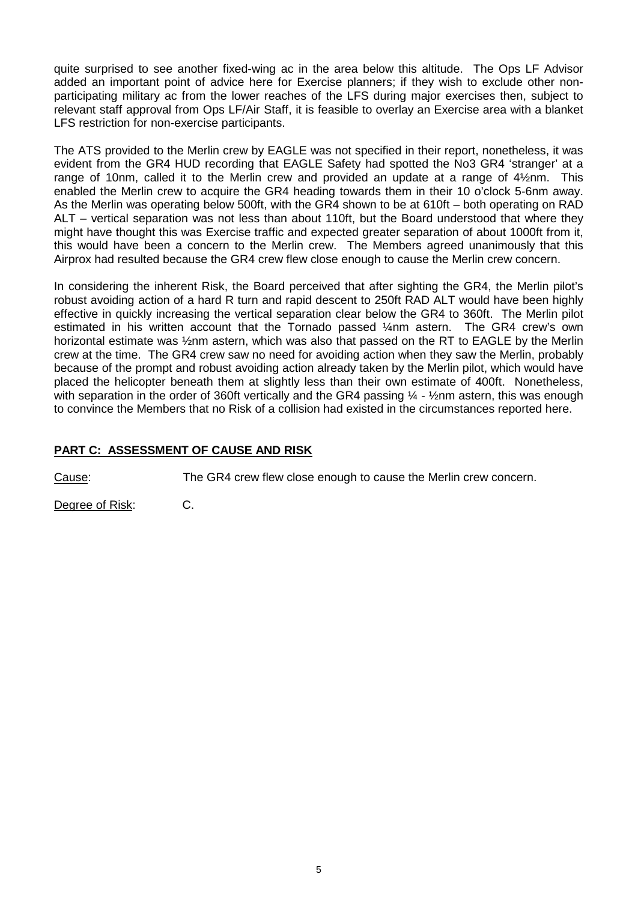quite surprised to see another fixed-wing ac in the area below this altitude. The Ops LF Advisor added an important point of advice here for Exercise planners; if they wish to exclude other non-participating military ac from the lower reaches of the LFS during major exercises then, subject to relevant staff approval from Ops LF/Air Staff, it is feasible to overlay an Exercise area with a blanket LFS restriction for non-exercise participants.

The ATS provided to the Merlin crew by EAGLE was not specified in their report, nonetheless, it was evident from the GR4 HUD recording that EAGLE Safety had spotted the No3 GR4 'stranger' at a range of 10nm, called it to the Merlin crew and provided an update at a range of 4½nm. This enabled the Merlin crew to acquire the GR4 heading towards them in their 10 o'clock 5-6nm away. As the Merlin was operating below 500ft, with the GR4 shown to be at 610ft – both operating on RAD ALT – vertical separation was not less than about 110ft, but the Board understood that where they might have thought this was Exercise traffic and expected greater separation of about 1000ft from it, this would have been a concern to the Merlin crew. The Members agreed unanimously that this Airprox had resulted because the GR4 crew flew close enough to cause the Merlin crew concern.

In considering the inherent Risk, the Board perceived that after sighting the GR4, the Merlin pilot's robust avoiding action of a hard R turn and rapid descent to 250ft RAD ALT would have been highly effective in quickly increasing the vertical separation clear below the GR4 to 360ft. The Merlin pilot estimated in his written account that the Tornado passed ¼nm astern. The GR4 crew's own horizontal estimate was ½nm astern, which was also that passed on the RT to EAGLE by the Merlin crew at the time. The GR4 crew saw no need for avoiding action when they saw the Merlin, probably because of the prompt and robust avoiding action already taken by the Merlin pilot, which would have placed the helicopter beneath them at slightly less than their own estimate of 400ft. Nonetheless, with separation in the order of 360ft vertically and the GR4 passing ¼ - ½nm astern, this was enough to convince the Members that no Risk of a collision had existed in the circumstances reported here.

## PART C: ASSESSMENT OF CAUSE AND RISK

Cause: The GR4 crew flew close enough to cause the Merlin crew concern.

Degree of Risk: C.